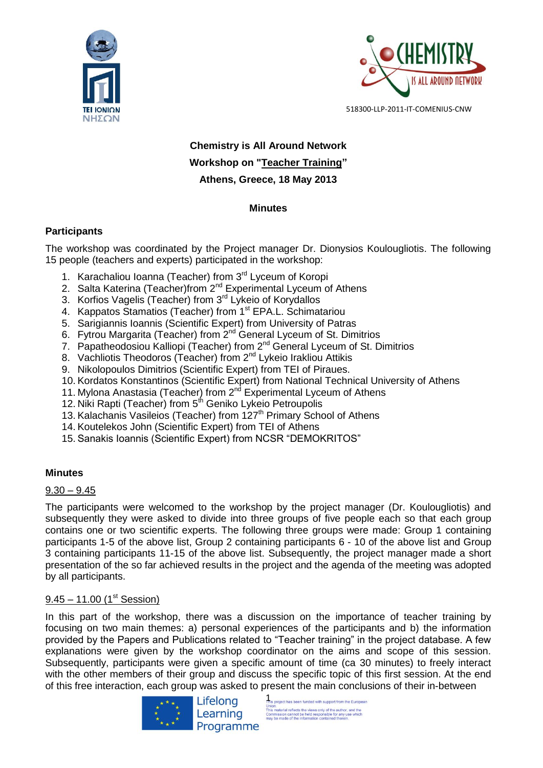518300-LLP-2011-IT-COMENIUS-CNW

**Chemistry is All Around Network**

**Workshop on "Teacher Training"**

**Athens, Greece, 18 May 2013**

**Minutes**

## Participants

The workshop was coordinated by the Project manager Dr. Dionysios Koulougliotis. The following 15 people (teachers and experts) participated in the workshop:

1. Karachaliou Ioanna (Teacher) from 3rd Lyceum of Koropi
2. Salta Katerina (Teacher)from 2nd Experimental Lyceum of Athens
3. Korfios Vagelis (Teacher) from 3rd Lykeio of Korydallos
4. Kappatos Stamatios (Teacher) from 1st EPA.L. Schimatariou
5. Sarigiannis Ioannis (Scientific Expert) from University of Patras
6. Fytrou Margarita (Teacher) from 2nd General Lyceum of St. Dimitrios
7. Papatheodosiou Kalliopi (Teacher) from 2nd General Lyceum of St. Dimitrios
8. Vachliotis Theodoros (Teacher) from 2nd Lykeio Irakliou Attikis
9. Nikolopoulos Dimitrios (Scientific Expert) from TEI of Piraues.
10. Kordatos Konstantinos (Scientific Expert) from National Technical University of Athens
11. Mylona Anastasia (Teacher) from 2nd Experimental Lyceum of Athens
12. Niki Rapti (Teacher) from 5th Geniko Lykeio Petroupolis
13. Kalachanis Vasileios (Teacher) from 127th Primary School of Athens
14. Koutelekos John (Scientific Expert) from TEI of Athens
15. Sanakis Ioannis (Scientific Expert) from NCSR "DEMOKRITOS"

## Minutes

9.30 – 9.45

The participants were welcomed to the workshop by the project manager (Dr. Koulougliotis) and subsequently they were asked to divide into three groups of five people each so that each group contains one or two scientific experts. The following three groups were made: Group 1 containing participants 1-5 of the above list, Group 2 containing participants 6 - 10 of the above list and Group 3 containing participants 11-15 of the above list. Subsequently, the project manager made a short presentation of the so far achieved results in the project and the agenda of the meeting was adopted by all participants.

9.45 – 11.00 (1st Session)

In this part of the workshop, there was a discussion on the importance of teacher training by focusing on two main themes: a) personal experiences of the participants and b) the information provided by the Papers and Publications related to "Teacher training" in the project database. A few explanations were given by the workshop coordinator on the aims and scope of this session. Subsequently, participants were given a specific amount of time (ca 30 minutes) to freely interact with the other members of their group and discuss the specific topic of this first session. At the end of this free interaction, each group was asked to present the main conclusions of their in-between

Lifelong Learning Programme

This project has been funded with support from the European Union. This material reflects the views only of the author, and the Commission cannot be held responsible for any use which may be made of the information contained therein.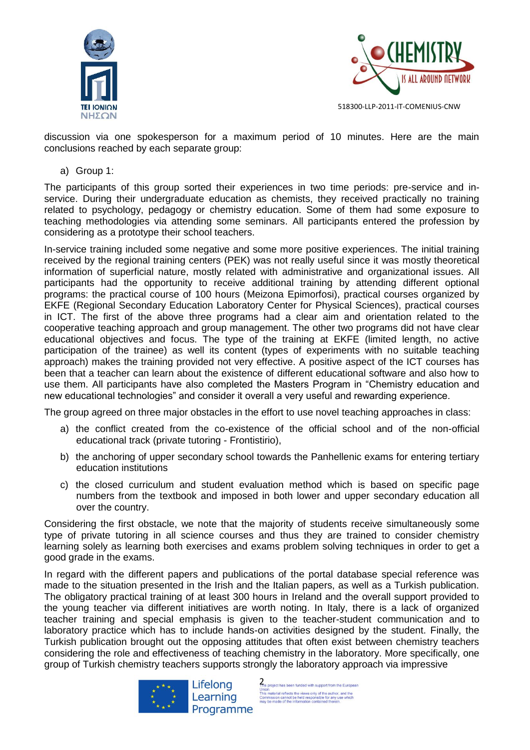discussion via one spokesperson for a maximum period of 10 minutes. Here are the main conclusions reached by each separate group:

a) Group 1:

The participants of this group sorted their experiences in two time periods: pre-service and in-service. During their undergraduate education as chemists, they received practically no training related to psychology, pedagogy or chemistry education. Some of them had some exposure to teaching methodologies via attending some seminars. All participants entered the profession by considering as a prototype their school teachers.

In-service training included some negative and some more positive experiences. The initial training received by the regional training centers (PEK) was not really useful since it was mostly theoretical information of superficial nature, mostly related with administrative and organizational issues. All participants had the opportunity to receive additional training by attending different optional programs: the practical course of 100 hours (Meizona Epimorfosi), practical courses organized by EKFE (Regional Secondary Education Laboratory Center for Physical Sciences), practical courses in ICT. The first of the above three programs had a clear aim and orientation related to the cooperative teaching approach and group management. The other two programs did not have clear educational objectives and focus. The type of the training at EKFE (limited length, no active participation of the trainee) as well its content (types of experiments with no suitable teaching approach) makes the training provided not very effective. A positive aspect of the ICT courses has been that a teacher can learn about the existence of different educational software and also how to use them. All participants have also completed the Masters Program in "Chemistry education and new educational technologies" and consider it overall a very useful and rewarding experience.

The group agreed on three major obstacles in the effort to use novel teaching approaches in class:

a) the conflict created from the co-existence of the official school and of the non-official educational track (private tutoring - Frontistirio),
b) the anchoring of upper secondary school towards the Panhellenic exams for entering tertiary education institutions
c) the closed curriculum and student evaluation method which is based on specific page numbers from the textbook and imposed in both lower and upper secondary education all over the country.

Considering the first obstacle, we note that the majority of students receive simultaneously some type of private tutoring in all science courses and thus they are trained to consider chemistry learning solely as learning both exercises and exams problem solving techniques in order to get a good grade in the exams.

In regard with the different papers and publications of the portal database special reference was made to the situation presented in the Irish and the Italian papers, as well as a Turkish publication. The obligatory practical training of at least 300 hours in Ireland and the overall support provided to the young teacher via different initiatives are worth noting. In Italy, there is a lack of organized teacher training and special emphasis is given to the teacher-student communication and to laboratory practice which has to include hands-on activities designed by the student. Finally, the Turkish publication brought out the opposing attitudes that often exist between chemistry teachers considering the role and effectiveness of teaching chemistry in the laboratory. More specifically, one group of Turkish chemistry teachers supports strongly the laboratory approach via impressive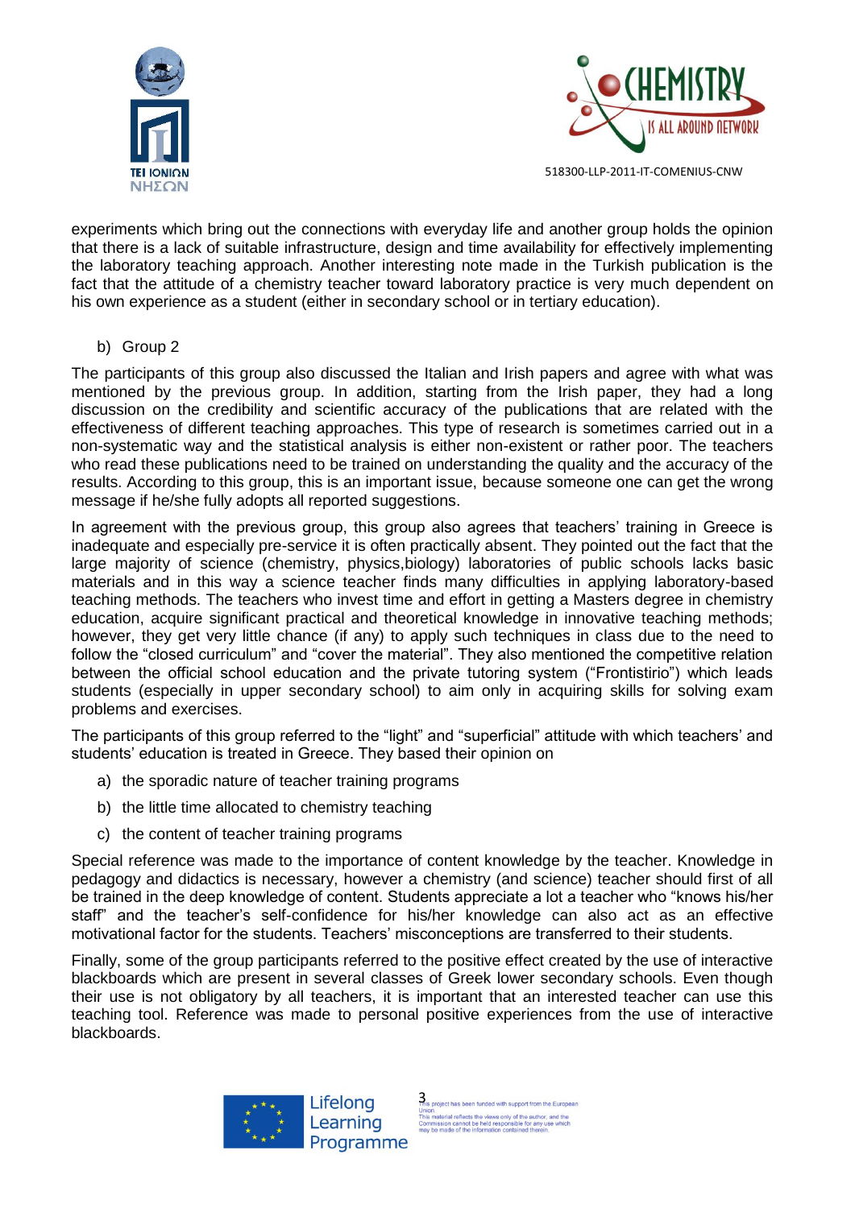experiments which bring out the connections with everyday life and another group holds the opinion that there is a lack of suitable infrastructure, design and time availability for effectively implementing the laboratory teaching approach. Another interesting note made in the Turkish publication is the fact that the attitude of a chemistry teacher toward laboratory practice is very much dependent on his own experience as a student (either in secondary school or in tertiary education).

b) Group 2

The participants of this group also discussed the Italian and Irish papers and agree with what was mentioned by the previous group. In addition, starting from the Irish paper, they had a long discussion on the credibility and scientific accuracy of the publications that are related with the effectiveness of different teaching approaches. This type of research is sometimes carried out in a non-systematic way and the statistical analysis is either non-existent or rather poor. The teachers who read these publications need to be trained on understanding the quality and the accuracy of the results. According to this group, this is an important issue, because someone one can get the wrong message if he/she fully adopts all reported suggestions.

In agreement with the previous group, this group also agrees that teachers' training in Greece is inadequate and especially pre-service it is often practically absent. They pointed out the fact that the large majority of science (chemistry, physics,biology) laboratories of public schools lacks basic materials and in this way a science teacher finds many difficulties in applying laboratory-based teaching methods. The teachers who invest time and effort in getting a Masters degree in chemistry education, acquire significant practical and theoretical knowledge in innovative teaching methods; however, they get very little chance (if any) to apply such techniques in class due to the need to follow the "closed curriculum" and "cover the material". They also mentioned the competitive relation between the official school education and the private tutoring system ("Frontistirio") which leads students (especially in upper secondary school) to aim only in acquiring skills for solving exam problems and exercises.

The participants of this group referred to the "light" and "superficial" attitude with which teachers' and students' education is treated in Greece. They based their opinion on

a) the sporadic nature of teacher training programs
b) the little time allocated to chemistry teaching
c) the content of teacher training programs

Special reference was made to the importance of content knowledge by the teacher. Knowledge in pedagogy and didactics is necessary, however a chemistry (and science) teacher should first of all be trained in the deep knowledge of content. Students appreciate a lot a teacher who "knows his/her staff" and the teacher's self-confidence for his/her knowledge can also act as an effective motivational factor for the students. Teachers' misconceptions are transferred to their students.

Finally, some of the group participants referred to the positive effect created by the use of interactive blackboards which are present in several classes of Greek lower secondary schools. Even though their use is not obligatory by all teachers, it is important that an interested teacher can use this teaching tool. Reference was made to personal positive experiences from the use of interactive blackboards.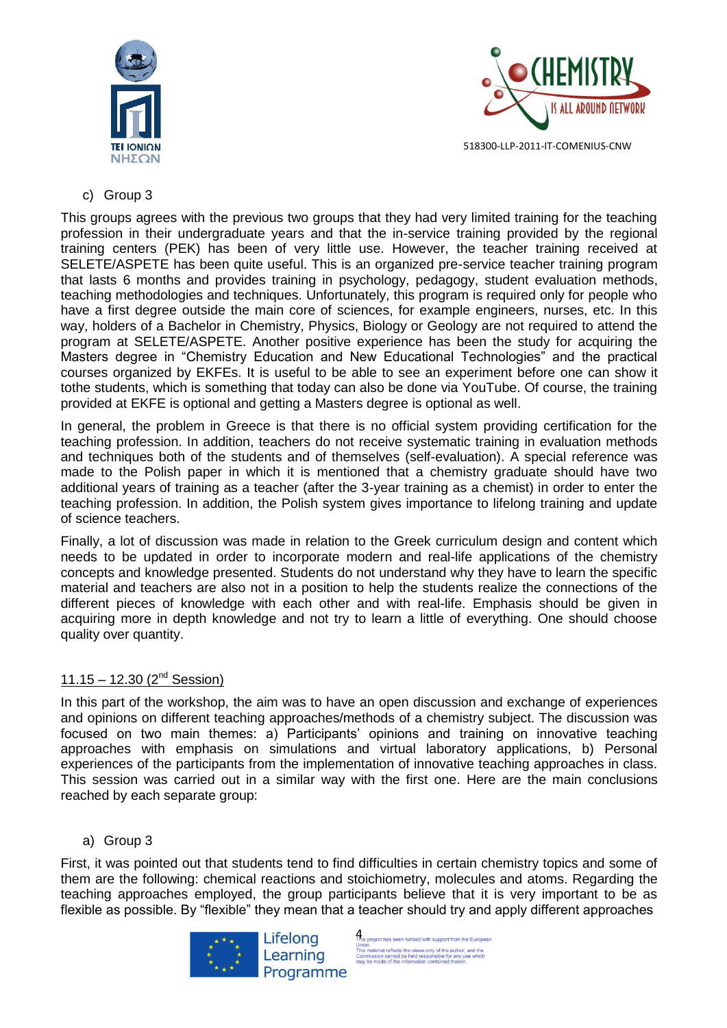c) Group 3

This groups agrees with the previous two groups that they had very limited training for the teaching profession in their undergraduate years and that the in-service training provided by the regional training centers (PEK) has been of very little use. However, the teacher training received at SELETE/ASPETE has been quite useful. This is an organized pre-service teacher training program that lasts 6 months and provides training in psychology, pedagogy, student evaluation methods, teaching methodologies and techniques. Unfortunately, this program is required only for people who have a first degree outside the main core of sciences, for example engineers, nurses, etc. In this way, holders of a Bachelor in Chemistry, Physics, Biology or Geology are not required to attend the program at SELETE/ASPETE. Another positive experience has been the study for acquiring the Masters degree in "Chemistry Education and New Educational Technologies" and the practical courses organized by EKFEs. It is useful to be able to see an experiment before one can show it tothe students, which is something that today can also be done via YouTube. Of course, the training provided at EKFE is optional and getting a Masters degree is optional as well.

In general, the problem in Greece is that there is no official system providing certification for the teaching profession. In addition, teachers do not receive systematic training in evaluation methods and techniques both of the students and of themselves (self-evaluation). A special reference was made to the Polish paper in which it is mentioned that a chemistry graduate should have two additional years of training as a teacher (after the 3-year training as a chemist) in order to enter the teaching profession. In addition, the Polish system gives importance to lifelong training and update of science teachers.

Finally, a lot of discussion was made in relation to the Greek curriculum design and content which needs to be updated in order to incorporate modern and real-life applications of the chemistry concepts and knowledge presented. Students do not understand why they have to learn the specific material and teachers are also not in a position to help the students realize the connections of the different pieces of knowledge with each other and with real-life. Emphasis should be given in acquiring more in depth knowledge and not try to learn a little of everything. One should choose quality over quantity.

11.15 – 12.30 (2nd Session)

In this part of the workshop, the aim was to have an open discussion and exchange of experiences and opinions on different teaching approaches/methods of a chemistry subject. The discussion was focused on two main themes: a) Participants' opinions and training on innovative teaching approaches with emphasis on simulations and virtual laboratory applications, b) Personal experiences of the participants from the implementation of innovative teaching approaches in class. This session was carried out in a similar way with the first one. Here are the main conclusions reached by each separate group:

a) Group 3

First, it was pointed out that students tend to find difficulties in certain chemistry topics and some of them are the following: chemical reactions and stoichiometry, molecules and atoms. Regarding the teaching approaches employed, the group participants believe that it is very important to be as flexible as possible. By "flexible" they mean that a teacher should try and apply different approaches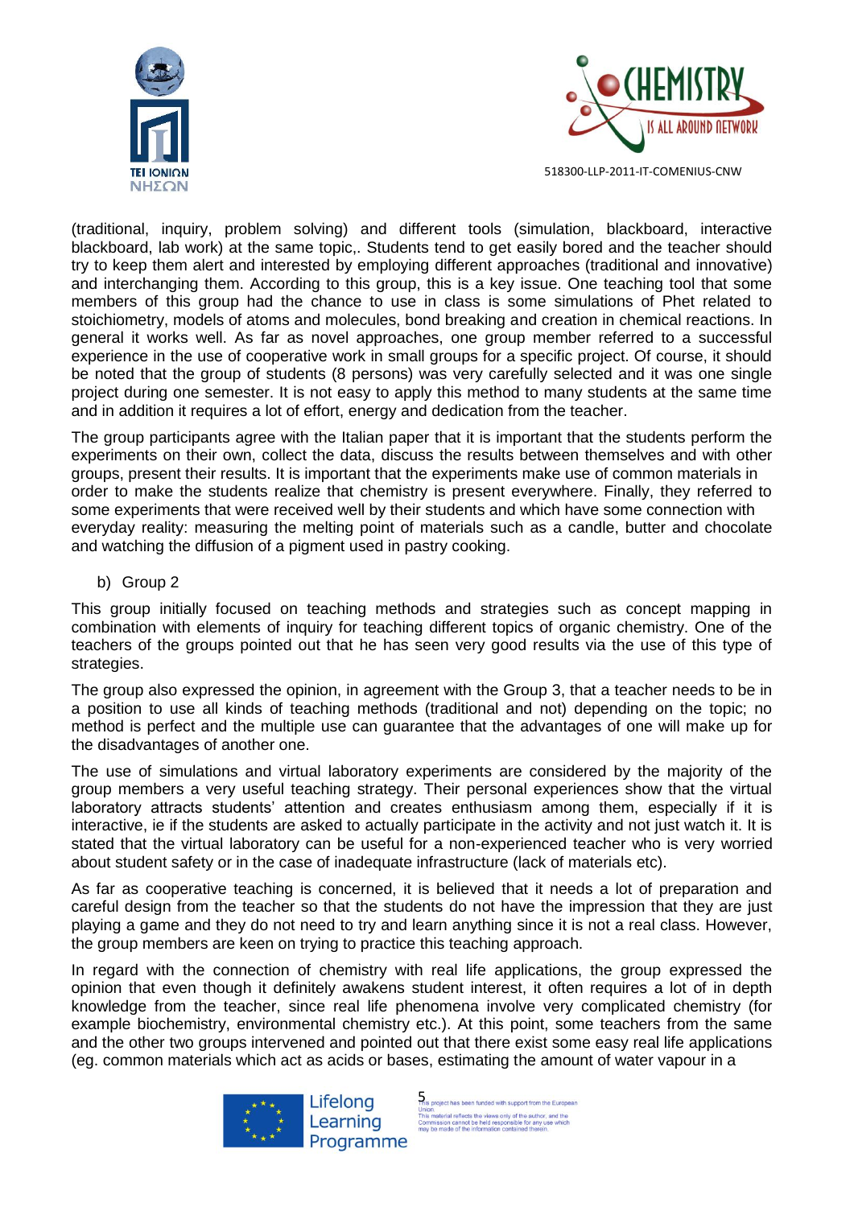(traditional, inquiry, problem solving) and different tools (simulation, blackboard, interactive blackboard, lab work) at the same topic,. Students tend to get easily bored and the teacher should try to keep them alert and interested by employing different approaches (traditional and innovative) and interchanging them. According to this group, this is a key issue. One teaching tool that some members of this group had the chance to use in class is some simulations of Phet related to stoichiometry, models of atoms and molecules, bond breaking and creation in chemical reactions. In general it works well. As far as novel approaches, one group member referred to a successful experience in the use of cooperative work in small groups for a specific project. Of course, it should be noted that the group of students (8 persons) was very carefully selected and it was one single project during one semester. It is not easy to apply this method to many students at the same time and in addition it requires a lot of effort, energy and dedication from the teacher.

The group participants agree with the Italian paper that it is important that the students perform the experiments on their own, collect the data, discuss the results between themselves and with other groups, present their results. It is important that the experiments make use of common materials in order to make the students realize that chemistry is present everywhere. Finally, they referred to some experiments that were received well by their students and which have some connection with everyday reality: measuring the melting point of materials such as a candle, butter and chocolate and watching the diffusion of a pigment used in pastry cooking.

b) Group 2

This group initially focused on teaching methods and strategies such as concept mapping in combination with elements of inquiry for teaching different topics of organic chemistry. One of the teachers of the groups pointed out that he has seen very good results via the use of this type of strategies.

The group also expressed the opinion, in agreement with the Group 3, that a teacher needs to be in a position to use all kinds of teaching methods (traditional and not) depending on the topic; no method is perfect and the multiple use can guarantee that the advantages of one will make up for the disadvantages of another one.

The use of simulations and virtual laboratory experiments are considered by the majority of the group members a very useful teaching strategy. Their personal experiences show that the virtual laboratory attracts students' attention and creates enthusiasm among them, especially if it is interactive, ie if the students are asked to actually participate in the activity and not just watch it. It is stated that the virtual laboratory can be useful for a non-experienced teacher who is very worried about student safety or in the case of inadequate infrastructure (lack of materials etc).

As far as cooperative teaching is concerned, it is believed that it needs a lot of preparation and careful design from the teacher so that the students do not have the impression that they are just playing a game and they do not need to try and learn anything since it is not a real class. However, the group members are keen on trying to practice this teaching approach.

In regard with the connection of chemistry with real life applications, the group expressed the opinion that even though it definitely awakens student interest, it often requires a lot of in depth knowledge from the teacher, since real life phenomena involve very complicated chemistry (for example biochemistry, environmental chemistry etc.). At this point, some teachers from the same and the other two groups intervened and pointed out that there exist some easy real life applications (eg. common materials which act as acids or bases, estimating the amount of water vapour in a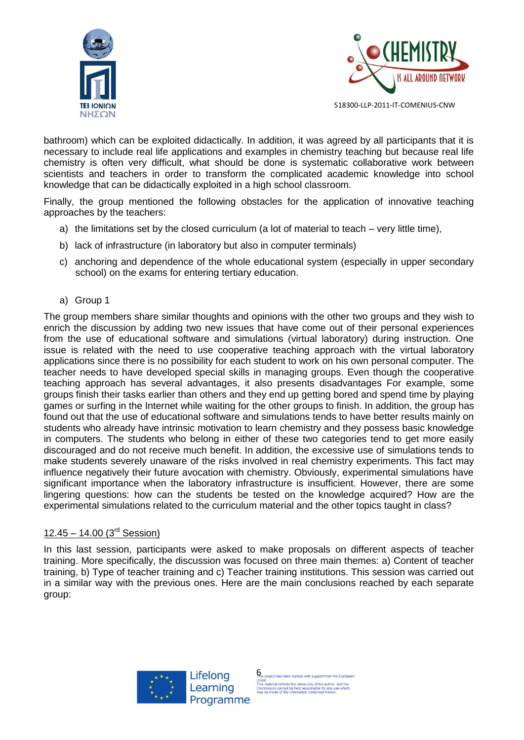bathroom) which can be exploited didactically. In addition, it was agreed by all participants that it is necessary to include real life applications and examples in chemistry teaching but because real life chemistry is often very difficult, what should be done is systematic collaborative work between scientists and teachers in order to transform the complicated academic knowledge into school knowledge that can be didactically exploited in a high school classroom.

Finally, the group mentioned the following obstacles for the application of innovative teaching approaches by the teachers:

a) the limitations set by the closed curriculum (a lot of material to teach – very little time),

b) lack of infrastructure (in laboratory but also in computer terminals)

c) anchoring and dependence of the whole educational system (especially in upper secondary school) on the exams for entering tertiary education.

a) Group 1

The group members share similar thoughts and opinions with the other two groups and they wish to enrich the discussion by adding two new issues that have come out of their personal experiences from the use of educational software and simulations (virtual laboratory) during instruction. One issue is related with the need to use cooperative teaching approach with the virtual laboratory applications since there is no possibility for each student to work on his own personal computer. The teacher needs to have developed special skills in managing groups. Even though the cooperative teaching approach has several advantages, it also presents disadvantages For example, some groups finish their tasks earlier than others and they end up getting bored and spend time by playing games or surfing in the Internet while waiting for the other groups to finish. In addition, the group has found out that the use of educational software and simulations tends to have better results mainly on students who already have intrinsic motivation to learn chemistry and they possess basic knowledge in computers. The students who belong in either of these two categories tend to get more easily discouraged and do not receive much benefit. In addition, the excessive use of simulations tends to make students severely unaware of the risks involved in real chemistry experiments. This fact may influence negatively their future avocation with chemistry. Obviously, experimental simulations have significant importance when the laboratory infrastructure is insufficient. However, there are some lingering questions: how can the students be tested on the knowledge acquired? How are the experimental simulations related to the curriculum material and the other topics taught in class?

<u>12.45 – 14.00 (3rd Session)</u>

In this last session, participants were asked to make proposals on different aspects of teacher training. More specifically, the discussion was focused on three main themes: a) Content of teacher training, b) Type of teacher training and c) Teacher training institutions. This session was carried out in a similar way with the previous ones. Here are the main conclusions reached by each separate group: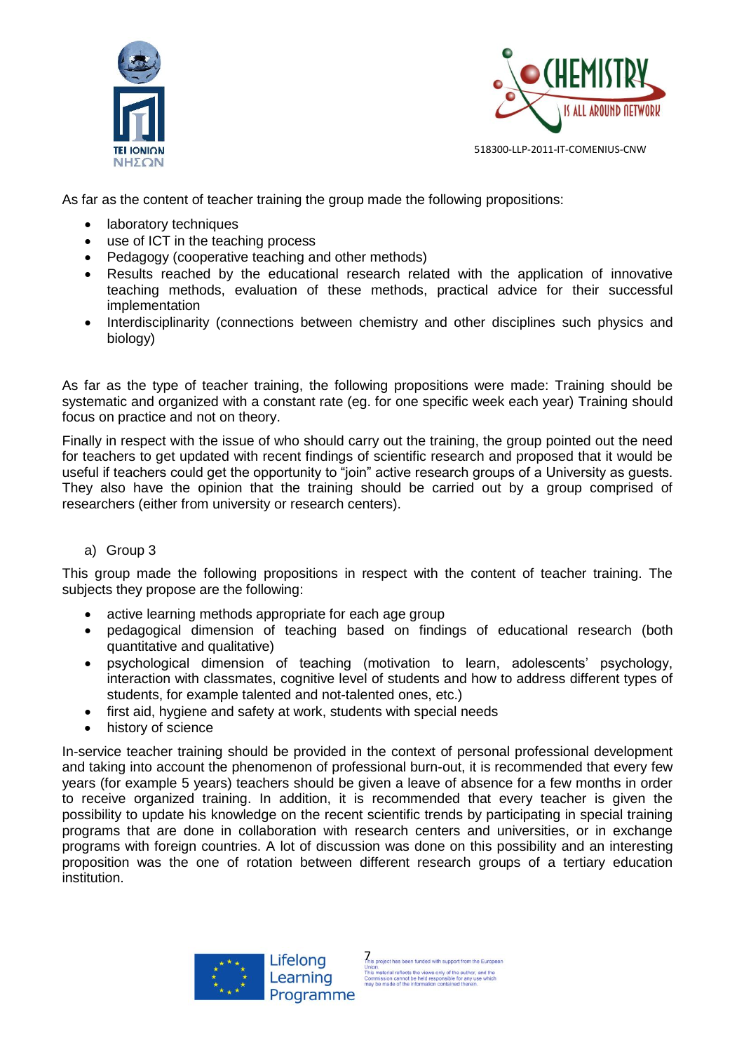As far as the content of teacher training the group made the following propositions:

- laboratory techniques
- use of ICT in the teaching process
- Pedagogy (cooperative teaching and other methods)
- Results reached by the educational research related with the application of innovative teaching methods, evaluation of these methods, practical advice for their successful implementation
- Interdisciplinarity (connections between chemistry and other disciplines such physics and biology)

As far as the type of teacher training, the following propositions were made: Training should be systematic and organized with a constant rate (eg. for one specific week each year) Training should focus on practice and not on theory.

Finally in respect with the issue of who should carry out the training, the group pointed out the need for teachers to get updated with recent findings of scientific research and proposed that it would be useful if teachers could get the opportunity to "join" active research groups of a University as guests. They also have the opinion that the training should be carried out by a group comprised of researchers (either from university or research centers).

a) Group 3

This group made the following propositions in respect with the content of teacher training. The subjects they propose are the following:

- active learning methods appropriate for each age group
- pedagogical dimension of teaching based on findings of educational research (both quantitative and qualitative)
- psychological dimension of teaching (motivation to learn, adolescents' psychology, interaction with classmates, cognitive level of students and how to address different types of students, for example talented and not-talented ones, etc.)
- first aid, hygiene and safety at work, students with special needs
- history of science

In-service teacher training should be provided in the context of personal professional development and taking into account the phenomenon of professional burn-out, it is recommended that every few years (for example 5 years) teachers should be given a leave of absence for a few months in order to receive organized training. In addition, it is recommended that every teacher is given the possibility to update his knowledge on the recent scientific trends by participating in special training programs that are done in collaboration with research centers and universities, or in exchange programs with foreign countries. A lot of discussion was done on this possibility and an interesting proposition was the one of rotation between different research groups of a tertiary education institution.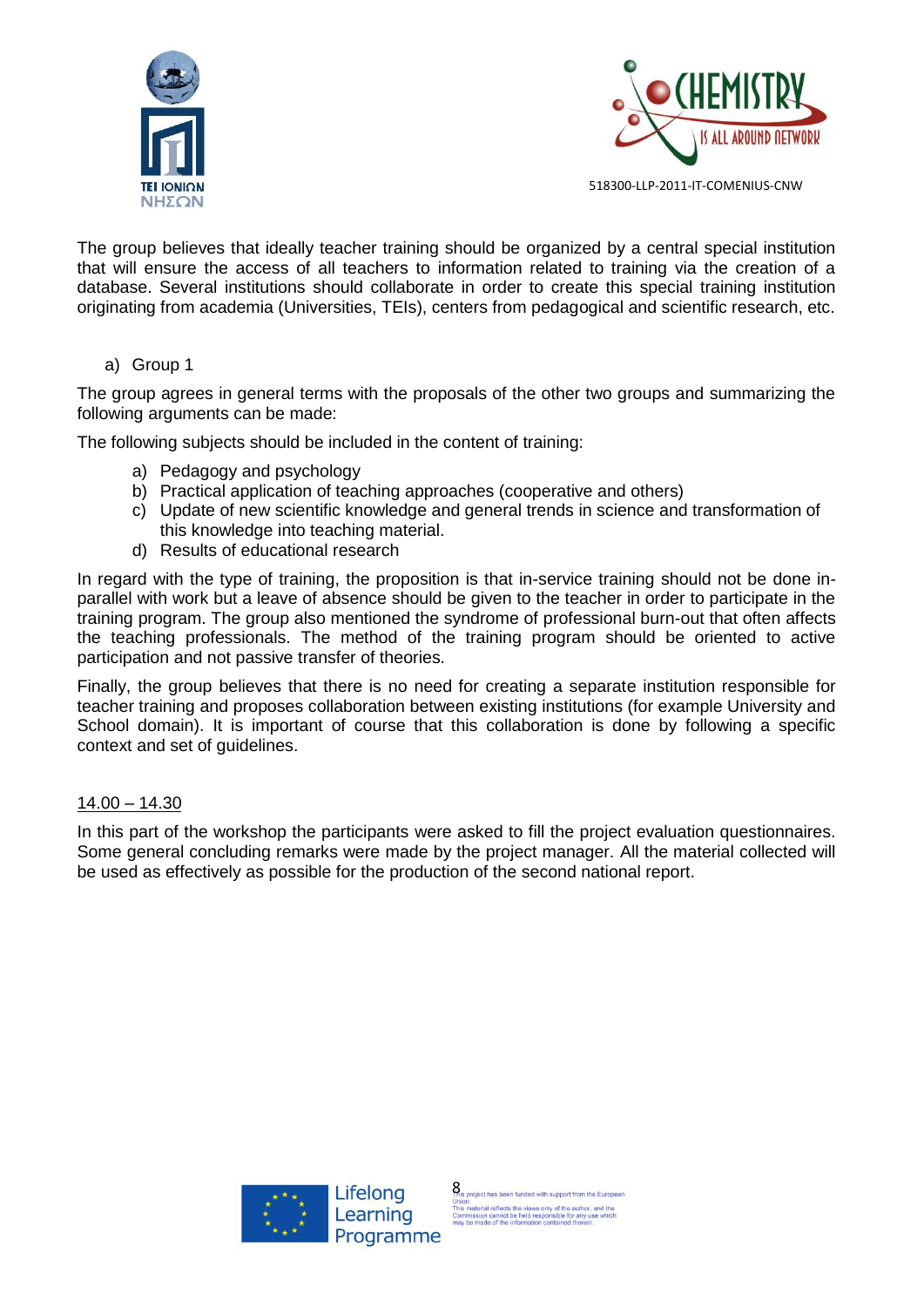The group believes that ideally teacher training should be organized by a central special institution that will ensure the access of all teachers to information related to training via the creation of a database. Several institutions should collaborate in order to create this special training institution originating from academia (Universities, TEIs), centers from pedagogical and scientific research, etc.

a) Group 1

The group agrees in general terms with the proposals of the other two groups and summarizing the following arguments can be made:

The following subjects should be included in the content of training:

a) Pedagogy and psychology
b) Practical application of teaching approaches (cooperative and others)
c) Update of new scientific knowledge and general trends in science and transformation of this knowledge into teaching material.
d) Results of educational research

In regard with the type of training, the proposition is that in-service training should not be done in-parallel with work but a leave of absence should be given to the teacher in order to participate in the training program. The group also mentioned the syndrome of professional burn-out that often affects the teaching professionals. The method of the training program should be oriented to active participation and not passive transfer of theories.

Finally, the group believes that there is no need for creating a separate institution responsible for teacher training and proposes collaboration between existing institutions (for example University and School domain). It is important of course that this collaboration is done by following a specific context and set of guidelines.

14.00 – 14.30

In this part of the workshop the participants were asked to fill the project evaluation questionnaires. Some general concluding remarks were made by the project manager. All the material collected will be used as effectively as possible for the production of the second national report.